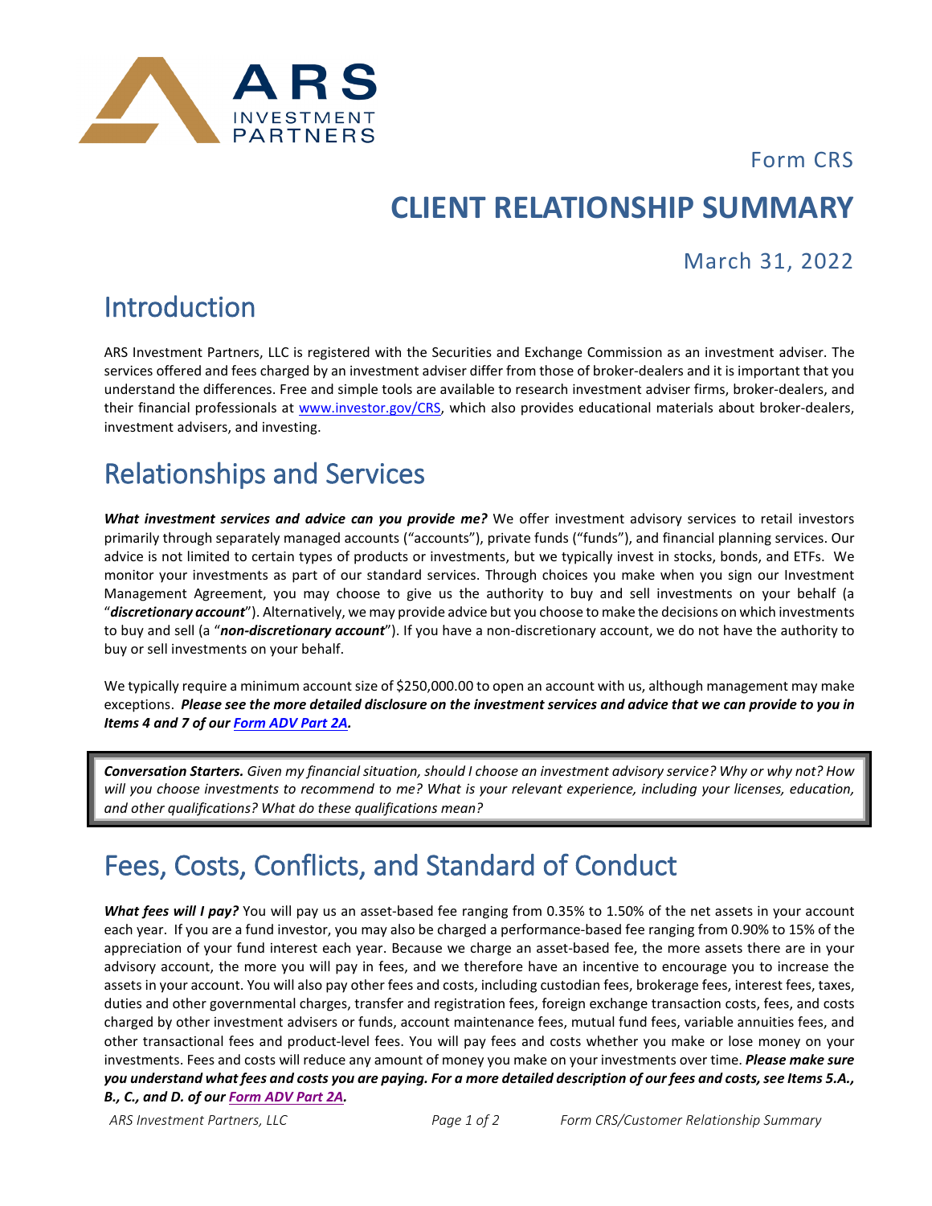ARS INVESTMENT PARTNERS

Form CRS

# CLIENT RELATIONSHIP SUMMARY

March 31, 2022

## Introduction

ARS Investment Partners, LLC is registered with the Securities and Exchange Commission as an investment adviser. The services offered and fees charged by an investment adviser differ from those of broker-dealers and it is important that you understand the differences. Free and simple tools are available to research investment adviser firms, broker-dealers, and their financial professionals at www.investor.gov/CRS, which also provides educational materials about broker-dealers, investment advisers, and investing.

## Relationships and Services

***What investment services and advice can you provide me?*** We offer investment advisory services to retail investors primarily through separately managed accounts ("accounts"), private funds ("funds"), and financial planning services. Our advice is not limited to certain types of products or investments, but we typically invest in stocks, bonds, and ETFs. We monitor your investments as part of our standard services. Through choices you make when you sign our Investment Management Agreement, you may choose to give us the authority to buy and sell investments on your behalf (a "***discretionary account***"). Alternatively, we may provide advice but you choose to make the decisions on which investments to buy and sell (a "***non-discretionary account***"). If you have a non-discretionary account, we do not have the authority to buy or sell investments on your behalf.

We typically require a minimum account size of $250,000.00 to open an account with us, although management may make exceptions. ***Please see the more detailed disclosure on the investment services and advice that we can provide to you in Items 4 and 7 of our Form ADV Part 2A.***

> ***Conversation Starters.*** *Given my financial situation, should I choose an investment advisory service? Why or why not? How will you choose investments to recommend to me? What is your relevant experience, including your licenses, education, and other qualifications? What do these qualifications mean?*

## Fees, Costs, Conflicts, and Standard of Conduct

***What fees will I pay?*** You will pay us an asset-based fee ranging from 0.35% to 1.50% of the net assets in your account each year. If you are a fund investor, you may also be charged a performance-based fee ranging from 0.90% to 15% of the appreciation of your fund interest each year. Because we charge an asset-based fee, the more assets there are in your advisory account, the more you will pay in fees, and we therefore have an incentive to encourage you to increase the assets in your account. You will also pay other fees and costs, including custodian fees, brokerage fees, interest fees, taxes, duties and other governmental charges, transfer and registration fees, foreign exchange transaction costs, fees, and costs charged by other investment advisers or funds, account maintenance fees, mutual fund fees, variable annuities fees, and other transactional fees and product-level fees. You will pay fees and costs whether you make or lose money on your investments. Fees and costs will reduce any amount of money you make on your investments over time. ***Please make sure you understand what fees and costs you are paying. For a more detailed description of our fees and costs, see Items 5.A., B., C., and D. of our Form ADV Part 2A.***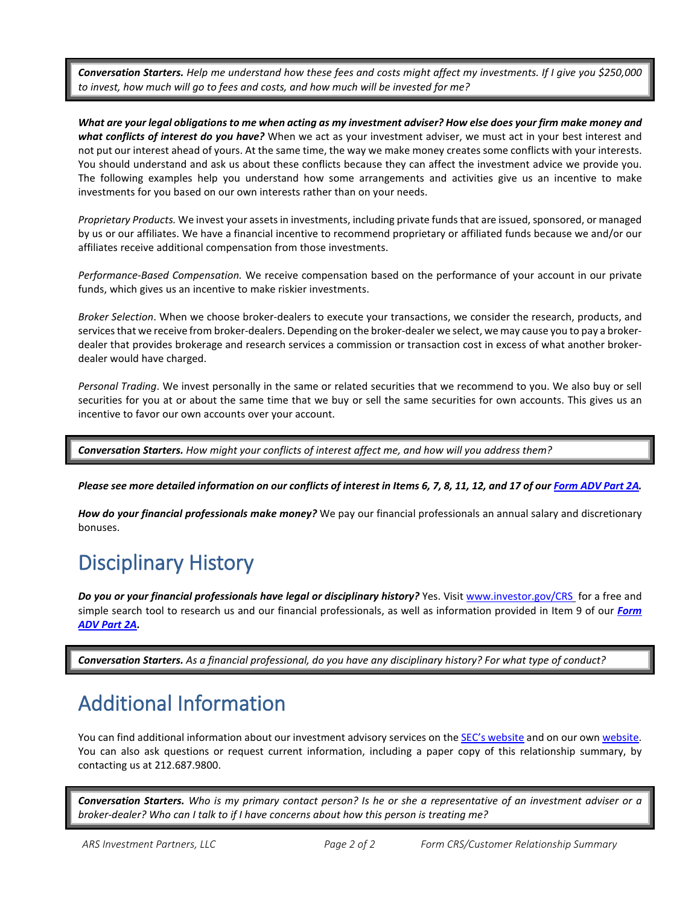**Conversation Starters.** *Help me understand how these fees and costs might affect my investments. If I give you $250,000 to invest, how much will go to fees and costs, and how much will be invested for me?*

***What are your legal obligations to me when acting as my investment adviser? How else does your firm make money and what conflicts of interest do you have?*** When we act as your investment adviser, we must act in your best interest and not put our interest ahead of yours. At the same time, the way we make money creates some conflicts with your interests. You should understand and ask us about these conflicts because they can affect the investment advice we provide you. The following examples help you understand how some arrangements and activities give us an incentive to make investments for you based on our own interests rather than on your needs.

*Proprietary Products.* We invest your assets in investments, including private funds that are issued, sponsored, or managed by us or our affiliates. We have a financial incentive to recommend proprietary or affiliated funds because we and/or our affiliates receive additional compensation from those investments.

*Performance-Based Compensation.* We receive compensation based on the performance of your account in our private funds, which gives us an incentive to make riskier investments.

*Broker Selection*. When we choose broker-dealers to execute your transactions, we consider the research, products, and services that we receive from broker-dealers. Depending on the broker-dealer we select, we may cause you to pay a broker-dealer that provides brokerage and research services a commission or transaction cost in excess of what another broker-dealer would have charged.

*Personal Trading*. We invest personally in the same or related securities that we recommend to you. We also buy or sell securities for you at or about the same time that we buy or sell the same securities for own accounts. This gives us an incentive to favor our own accounts over your account.

**Conversation Starters.** *How might your conflicts of interest affect me, and how will you address them?*

***Please see more detailed information on our conflicts of interest in Items 6, 7, 8, 11, 12, and 17 of our Form ADV Part 2A.***

***How do your financial professionals make money?*** We pay our financial professionals an annual salary and discretionary bonuses.

# Disciplinary History

***Do you or your financial professionals have legal or disciplinary history?*** Yes. Visit www.investor.gov/CRS for a free and simple search tool to research us and our financial professionals, as well as information provided in Item 9 of our ***Form ADV Part 2A***.

**Conversation Starters.** *As a financial professional, do you have any disciplinary history? For what type of conduct?*

# Additional Information

You can find additional information about our investment advisory services on the SEC's website and on our own website. You can also ask questions or request current information, including a paper copy of this relationship summary, by contacting us at 212.687.9800.

**Conversation Starters.** *Who is my primary contact person? Is he or she a representative of an investment adviser or a broker-dealer? Who can I talk to if I have concerns about how this person is treating me?*